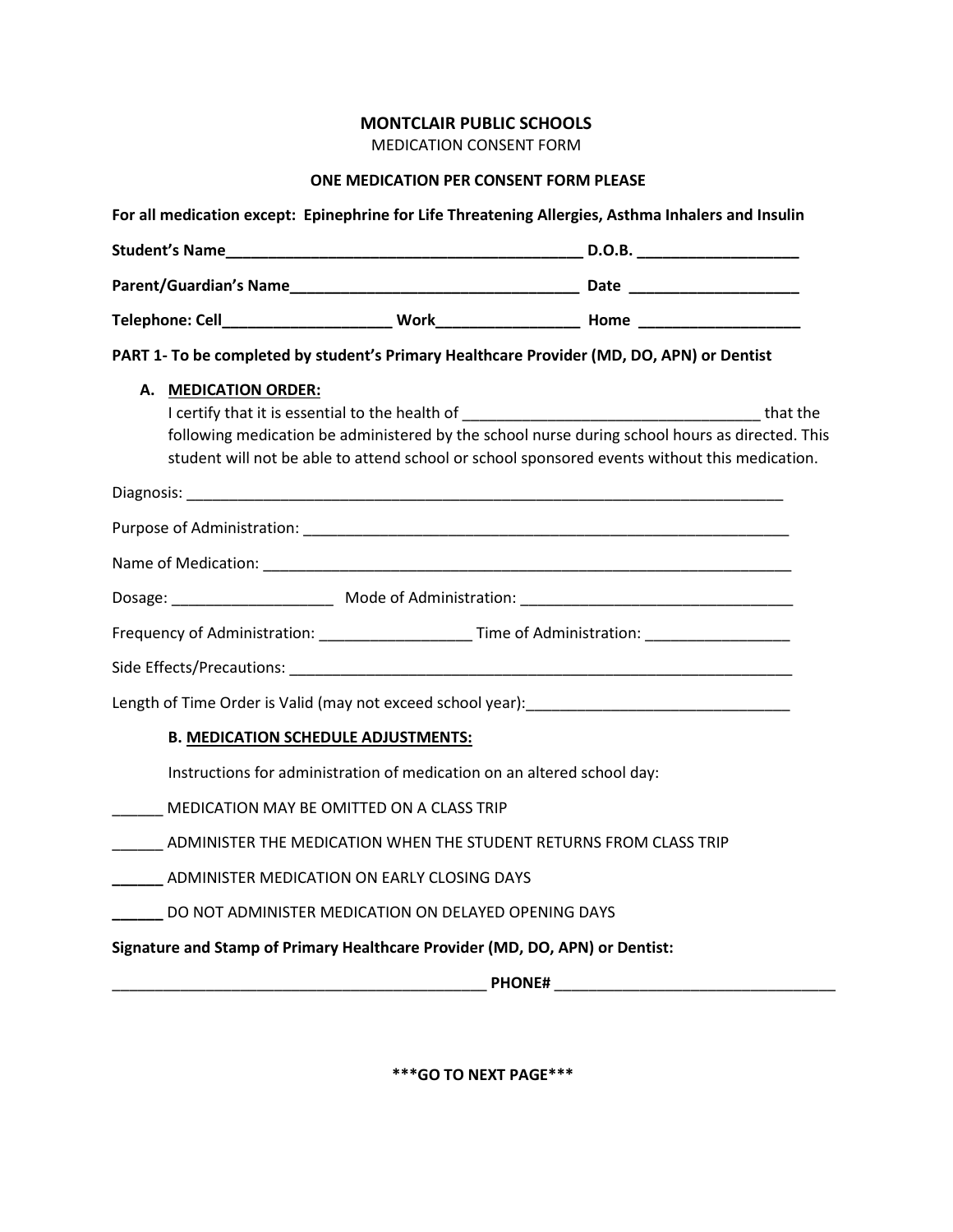# MONTCLAIR PUBLIC SCHOOLS

MEDICATION CONSENT FORM

**ONE MEDICATION PER CONSENT FORM PLEASE**

**For all medication except: Epinephrine for Life Threatening Allergies, Asthma Inhalers and Insulin**

**Student's Name**___________________________________________ **D.O.B.** ___________________

**Parent/Guardian's Name**__________________________________ **Date** ____________________

**Telephone: Cell**____________________ **Work**________________ **Home** ___________________

**PART 1- To be completed by student's Primary Healthcare Provider (MD, DO, APN) or Dentist**

**A. MEDICATION ORDER:**

I certify that it is essential to the health of ___________________________________ that the following medication be administered by the school nurse during school hours as directed. This student will not be able to attend school or school sponsored events without this medication.

Diagnosis: ___________________________________________________________________________

Purpose of Administration: ____________________________________________________________

Name of Medication: _________________________________________________________________

Dosage: ___________________ Mode of Administration: _________________________________

Frequency of Administration: __________________ Time of Administration: _________________

Side Effects/Precautions: ______________________________________________________________

Length of Time Order is Valid (may not exceed school year):_______________________________

**B. MEDICATION SCHEDULE ADJUSTMENTS:**

Instructions for administration of medication on an altered school day:

______ MEDICATION MAY BE OMITTED ON A CLASS TRIP

______ ADMINISTER THE MEDICATION WHEN THE STUDENT RETURNS FROM CLASS TRIP

______ ADMINISTER MEDICATION ON EARLY CLOSING DAYS

______ DO NOT ADMINISTER MEDICATION ON DELAYED OPENING DAYS

**Signature and Stamp of Primary Healthcare Provider (MD, DO, APN) or Dentist:**

_____________________________________________ **PHONE#** _________________________________

**\*\*\*GO TO NEXT PAGE\*\*\***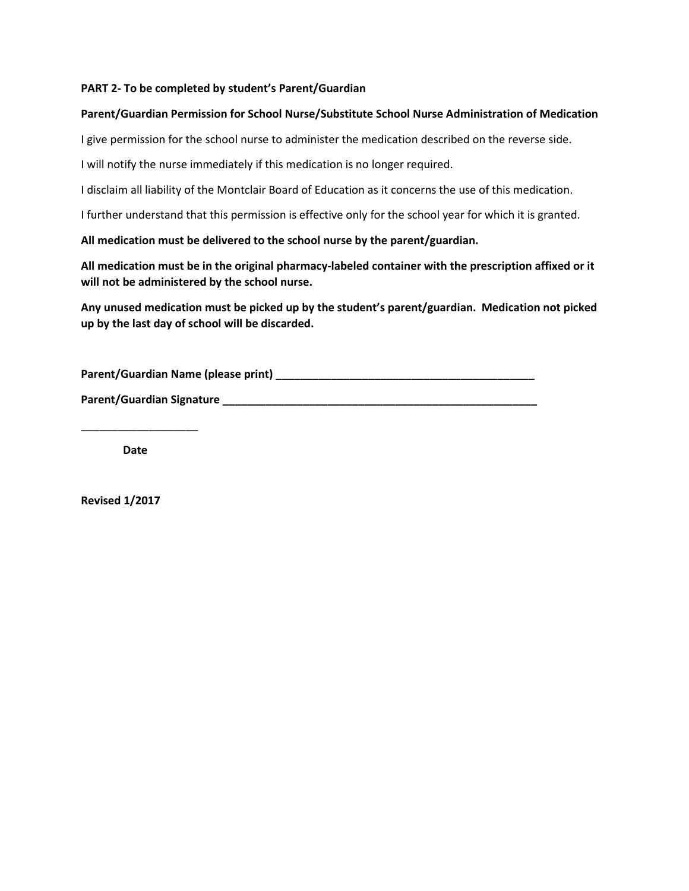**PART 2- To be completed by student's Parent/Guardian**

**Parent/Guardian Permission for School Nurse/Substitute School Nurse Administration of Medication**

I give permission for the school nurse to administer the medication described on the reverse side.

I will notify the nurse immediately if this medication is no longer required.

I disclaim all liability of the Montclair Board of Education as it concerns the use of this medication.

I further understand that this permission is effective only for the school year for which it is granted.

**All medication must be delivered to the school nurse by the parent/guardian.**

**All medication must be in the original pharmacy-labeled container with the prescription affixed or it will not be administered by the school nurse.**

**Any unused medication must be picked up by the student's parent/guardian. Medication not picked up by the last day of school will be discarded.**

**Parent/Guardian Name (please print) ___________________________________________**

**Parent/Guardian Signature _____________________________________________________**

___________________

**Date**

**Revised 1/2017**